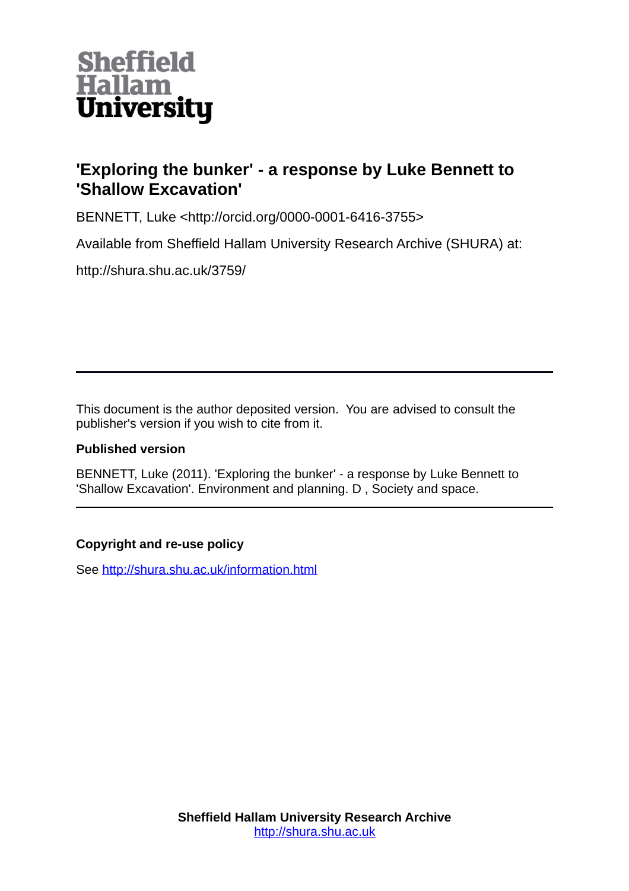Sheffield Hallam University

# 'Exploring the bunker' - a response by Luke Bennett to 'Shallow Excavation'

BENNETT, Luke <http://orcid.org/0000-0001-6416-3755>

Available from Sheffield Hallam University Research Archive (SHURA) at:

http://shura.shu.ac.uk/3759/

---

This document is the author deposited version. You are advised to consult the publisher's version if you wish to cite from it.

### Published version

BENNETT, Luke (2011). 'Exploring the bunker' - a response by Luke Bennett to 'Shallow Excavation'. Environment and planning. D , Society and space.

---

### Copyright and re-use policy

See http://shura.shu.ac.uk/information.html

**Sheffield Hallam University Research Archive**
http://shura.shu.ac.uk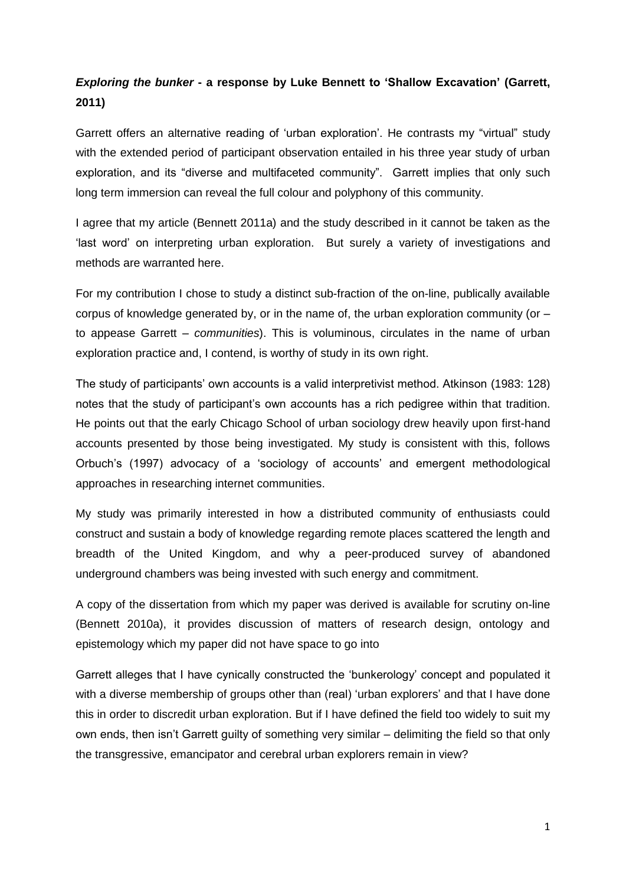## *Exploring the bunker* - a response by Luke Bennett to 'Shallow Excavation' (Garrett, 2011)

Garrett offers an alternative reading of 'urban exploration'. He contrasts my "virtual" study with the extended period of participant observation entailed in his three year study of urban exploration, and its "diverse and multifaceted community". Garrett implies that only such long term immersion can reveal the full colour and polyphony of this community.

I agree that my article (Bennett 2011a) and the study described in it cannot be taken as the 'last word' on interpreting urban exploration. But surely a variety of investigations and methods are warranted here.

For my contribution I chose to study a distinct sub-fraction of the on-line, publically available corpus of knowledge generated by, or in the name of, the urban exploration community (or – to appease Garrett – *communities*). This is voluminous, circulates in the name of urban exploration practice and, I contend, is worthy of study in its own right.

The study of participants' own accounts is a valid interpretivist method. Atkinson (1983: 128) notes that the study of participant's own accounts has a rich pedigree within that tradition. He points out that the early Chicago School of urban sociology drew heavily upon first-hand accounts presented by those being investigated. My study is consistent with this, follows Orbuch's (1997) advocacy of a 'sociology of accounts' and emergent methodological approaches in researching internet communities.

My study was primarily interested in how a distributed community of enthusiasts could construct and sustain a body of knowledge regarding remote places scattered the length and breadth of the United Kingdom, and why a peer-produced survey of abandoned underground chambers was being invested with such energy and commitment.

A copy of the dissertation from which my paper was derived is available for scrutiny on-line (Bennett 2010a), it provides discussion of matters of research design, ontology and epistemology which my paper did not have space to go into

Garrett alleges that I have cynically constructed the 'bunkerology' concept and populated it with a diverse membership of groups other than (real) 'urban explorers' and that I have done this in order to discredit urban exploration. But if I have defined the field too widely to suit my own ends, then isn't Garrett guilty of something very similar – delimiting the field so that only the transgressive, emancipator and cerebral urban explorers remain in view?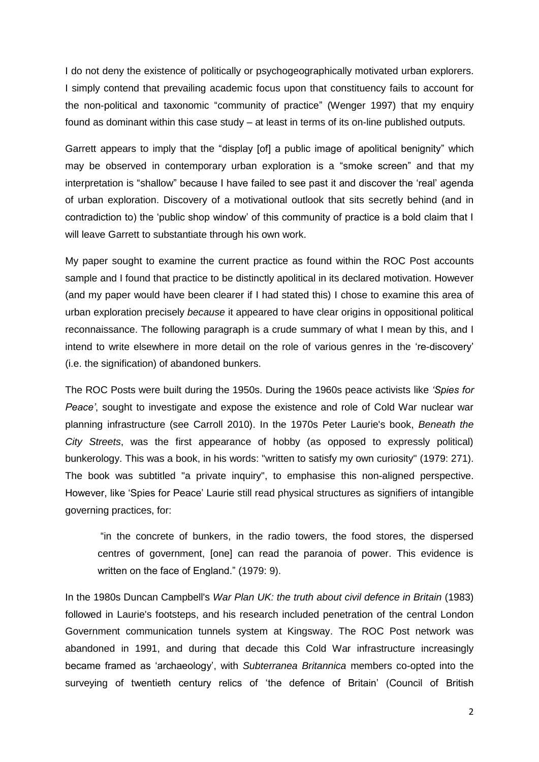I do not deny the existence of politically or psychogeographically motivated urban explorers. I simply contend that prevailing academic focus upon that constituency fails to account for the non-political and taxonomic "community of practice" (Wenger 1997) that my enquiry found as dominant within this case study – at least in terms of its on-line published outputs.

Garrett appears to imply that the "display [of] a public image of apolitical benignity" which may be observed in contemporary urban exploration is a "smoke screen" and that my interpretation is "shallow" because I have failed to see past it and discover the 'real' agenda of urban exploration. Discovery of a motivational outlook that sits secretly behind (and in contradiction to) the 'public shop window' of this community of practice is a bold claim that I will leave Garrett to substantiate through his own work.

My paper sought to examine the current practice as found within the ROC Post accounts sample and I found that practice to be distinctly apolitical in its declared motivation. However (and my paper would have been clearer if I had stated this) I chose to examine this area of urban exploration precisely *because* it appeared to have clear origins in oppositional political reconnaissance. The following paragraph is a crude summary of what I mean by this, and I intend to write elsewhere in more detail on the role of various genres in the 're-discovery' (i.e. the signification) of abandoned bunkers.

The ROC Posts were built during the 1950s. During the 1960s peace activists like *'Spies for Peace'*, sought to investigate and expose the existence and role of Cold War nuclear war planning infrastructure (see Carroll 2010). In the 1970s Peter Laurie's book, *Beneath the City Streets*, was the first appearance of hobby (as opposed to expressly political) bunkerology. This was a book, in his words: "written to satisfy my own curiosity" (1979: 271). The book was subtitled "a private inquiry", to emphasise this non-aligned perspective. However, like 'Spies for Peace' Laurie still read physical structures as signifiers of intangible governing practices, for:

> "in the concrete of bunkers, in the radio towers, the food stores, the dispersed centres of government, [one] can read the paranoia of power. This evidence is written on the face of England." (1979: 9).

In the 1980s Duncan Campbell's *War Plan UK: the truth about civil defence in Britain* (1983) followed in Laurie's footsteps, and his research included penetration of the central London Government communication tunnels system at Kingsway. The ROC Post network was abandoned in 1991, and during that decade this Cold War infrastructure increasingly became framed as 'archaeology', with *Subterranea Britannica* members co-opted into the surveying of twentieth century relics of 'the defence of Britain' (Council of British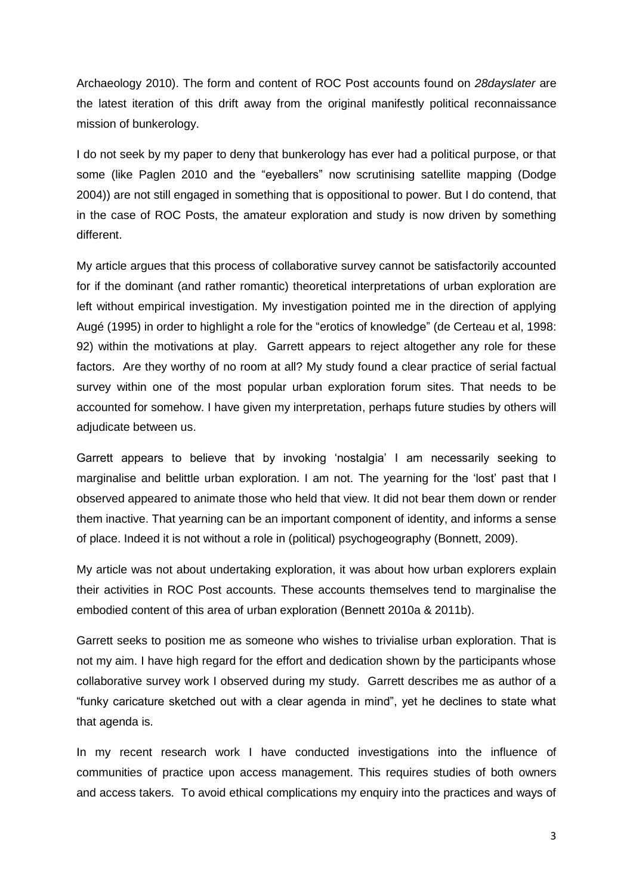Archaeology 2010). The form and content of ROC Post accounts found on *28dayslater* are the latest iteration of this drift away from the original manifestly political reconnaissance mission of bunkerology.

I do not seek by my paper to deny that bunkerology has ever had a political purpose, or that some (like Paglen 2010 and the "eyeballers" now scrutinising satellite mapping (Dodge 2004)) are not still engaged in something that is oppositional to power. But I do contend, that in the case of ROC Posts, the amateur exploration and study is now driven by something different.

My article argues that this process of collaborative survey cannot be satisfactorily accounted for if the dominant (and rather romantic) theoretical interpretations of urban exploration are left without empirical investigation. My investigation pointed me in the direction of applying Augé (1995) in order to highlight a role for the "erotics of knowledge" (de Certeau et al, 1998: 92) within the motivations at play. Garrett appears to reject altogether any role for these factors. Are they worthy of no room at all? My study found a clear practice of serial factual survey within one of the most popular urban exploration forum sites. That needs to be accounted for somehow. I have given my interpretation, perhaps future studies by others will adjudicate between us.

Garrett appears to believe that by invoking 'nostalgia' I am necessarily seeking to marginalise and belittle urban exploration. I am not. The yearning for the 'lost' past that I observed appeared to animate those who held that view. It did not bear them down or render them inactive. That yearning can be an important component of identity, and informs a sense of place. Indeed it is not without a role in (political) psychogeography (Bonnett, 2009).

My article was not about undertaking exploration, it was about how urban explorers explain their activities in ROC Post accounts. These accounts themselves tend to marginalise the embodied content of this area of urban exploration (Bennett 2010a & 2011b).

Garrett seeks to position me as someone who wishes to trivialise urban exploration. That is not my aim. I have high regard for the effort and dedication shown by the participants whose collaborative survey work I observed during my study. Garrett describes me as author of a "funky caricature sketched out with a clear agenda in mind", yet he declines to state what that agenda is.

In my recent research work I have conducted investigations into the influence of communities of practice upon access management. This requires studies of both owners and access takers. To avoid ethical complications my enquiry into the practices and ways of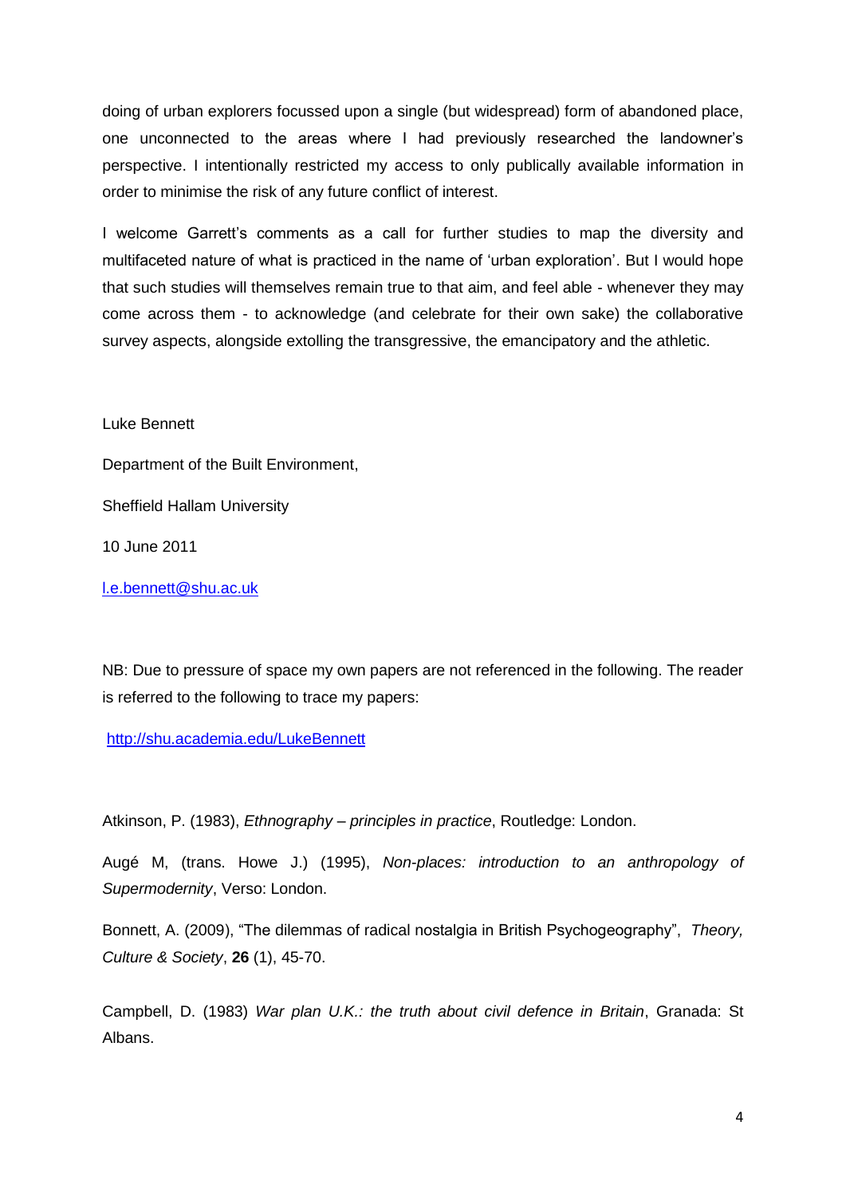doing of urban explorers focussed upon a single (but widespread) form of abandoned place, one unconnected to the areas where I had previously researched the landowner's perspective. I intentionally restricted my access to only publically available information in order to minimise the risk of any future conflict of interest.

I welcome Garrett's comments as a call for further studies to map the diversity and multifaceted nature of what is practiced in the name of 'urban exploration'. But I would hope that such studies will themselves remain true to that aim, and feel able - whenever they may come across them - to acknowledge (and celebrate for their own sake) the collaborative survey aspects, alongside extolling the transgressive, the emancipatory and the athletic.

Luke Bennett

Department of the Built Environment,

Sheffield Hallam University

10 June 2011

l.e.bennett@shu.ac.uk

NB: Due to pressure of space my own papers are not referenced in the following. The reader is referred to the following to trace my papers:

http://shu.academia.edu/LukeBennett

Atkinson, P. (1983), *Ethnography – principles in practice*, Routledge: London.

Augé M, (trans. Howe J.) (1995), *Non-places: introduction to an anthropology of Supermodernity*, Verso: London.

Bonnett, A. (2009), "The dilemmas of radical nostalgia in British Psychogeography", *Theory, Culture & Society*, **26** (1), 45-70.

Campbell, D. (1983) *War plan U.K.: the truth about civil defence in Britain*, Granada: St Albans.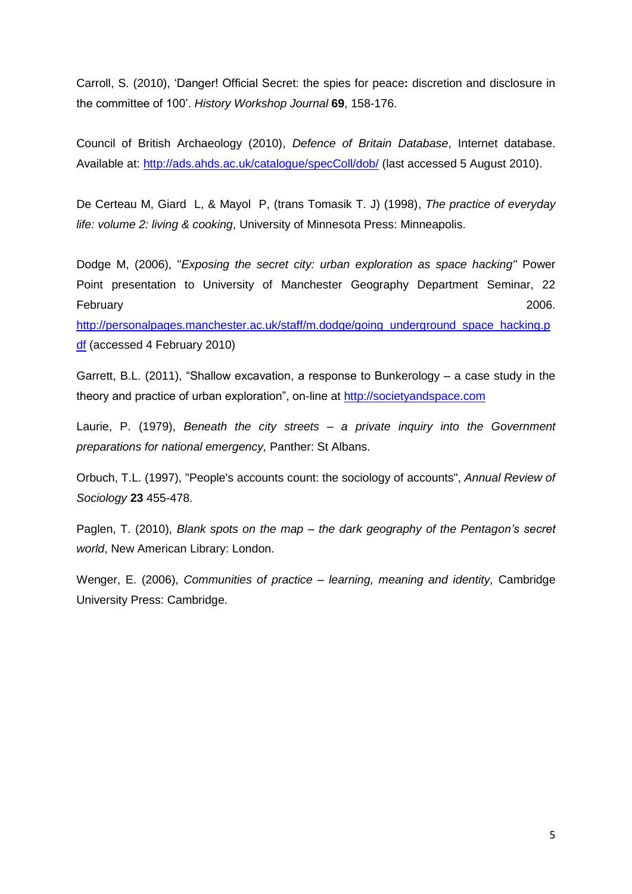Carroll, S. (2010), 'Danger! Official Secret: the spies for peace**:** discretion and disclosure in the committee of 100'. *History Workshop Journal* **69**, 158-176.

Council of British Archaeology (2010), *Defence of Britain Database*, Internet database. Available at: http://ads.ahds.ac.uk/catalogue/specColl/dob/ (last accessed 5 August 2010).

De Certeau M, Giard L, & Mayol P, (trans Tomasik T. J) (1998), *The practice of everyday life: volume 2: living & cooking*, University of Minnesota Press: Minneapolis.

Dodge M, (2006), "*Exposing the secret city: urban exploration as space hacking"* Power Point presentation to University of Manchester Geography Department Seminar, 22 February 2006. http://personalpages.manchester.ac.uk/staff/m.dodge/going_underground_space_hacking.pdf (accessed 4 February 2010)

Garrett, B.L. (2011), "Shallow excavation, a response to Bunkerology – a case study in the theory and practice of urban exploration", on-line at http://societyandspace.com

Laurie, P. (1979), *Beneath the city streets – a private inquiry into the Government preparations for national emergency,* Panther: St Albans.

Orbuch, T.L. (1997), "People's accounts count: the sociology of accounts", *Annual Review of Sociology* **23** 455-478.

Paglen, T. (2010), *Blank spots on the map – the dark geography of the Pentagon's secret world*, New American Library: London.

Wenger, E. (2006), *Communities of practice – learning, meaning and identity,* Cambridge University Press: Cambridge.